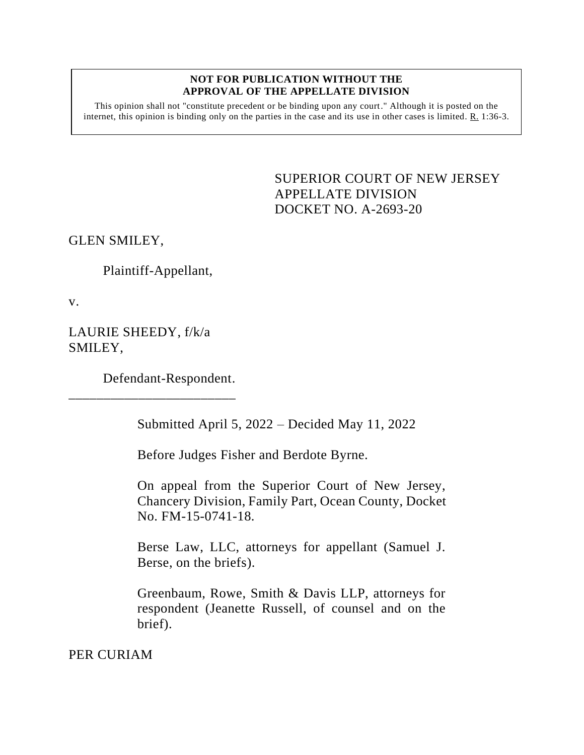**NOT FOR PUBLICATION WITHOUT THE APPROVAL OF THE APPELLATE DIVISION**

This opinion shall not "constitute precedent or be binding upon any court." Although it is posted on the internet, this opinion is binding only on the parties in the case and its use in other cases is limited. R. 1:36-3.

SUPERIOR COURT OF NEW JERSEY
APPELLATE DIVISION
DOCKET NO. A-2693-20

GLEN SMILEY,

Plaintiff-Appellant,

v.

LAURIE SHEEDY, f/k/a SMILEY,

Defendant-Respondent.

\_\_\_\_\_\_\_\_\_\_\_\_\_\_\_\_\_\_\_\_\_\_\_\_\_

Submitted April 5, 2022 – Decided May 11, 2022

Before Judges Fisher and Berdote Byrne.

On appeal from the Superior Court of New Jersey, Chancery Division, Family Part, Ocean County, Docket No. FM-15-0741-18.

Berse Law, LLC, attorneys for appellant (Samuel J. Berse, on the briefs).

Greenbaum, Rowe, Smith & Davis LLP, attorneys for respondent (Jeanette Russell, of counsel and on the brief).

PER CURIAM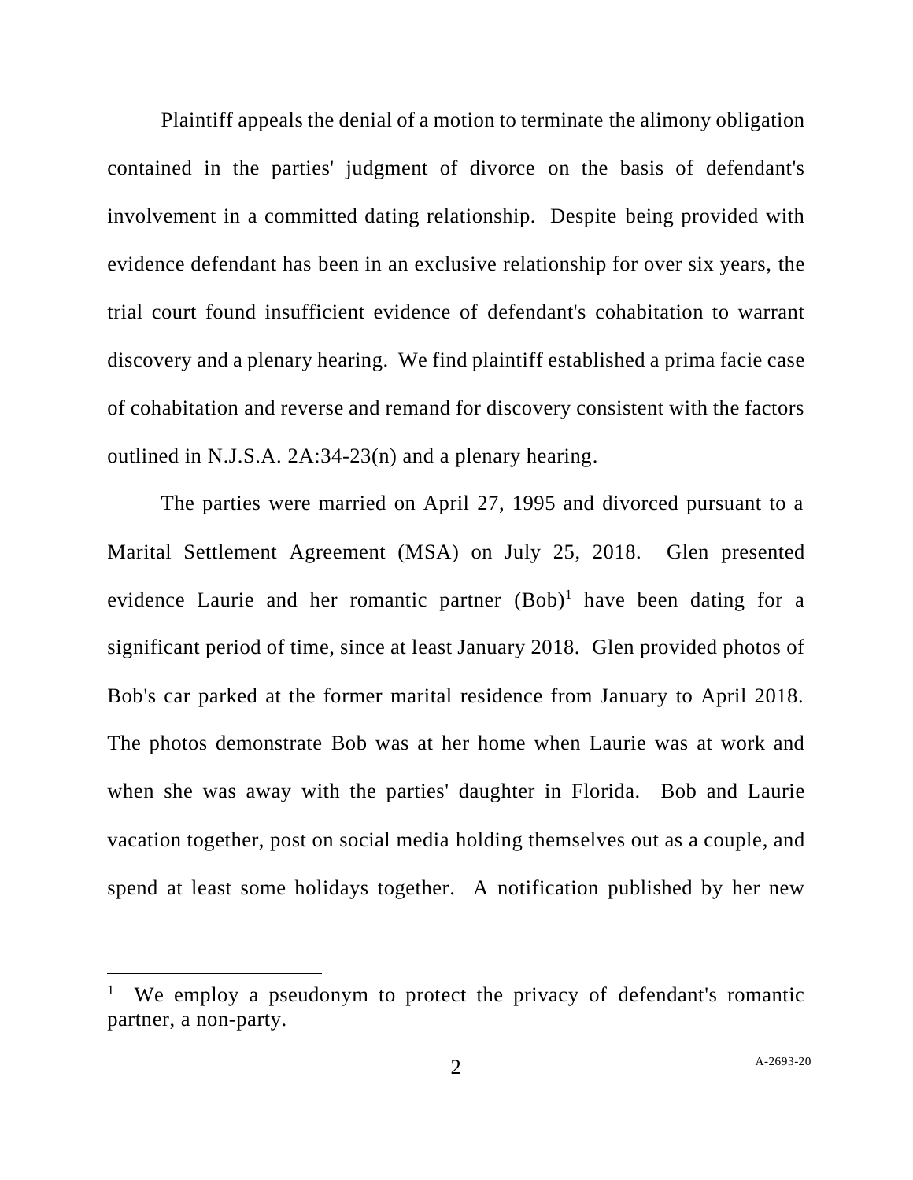Plaintiff appeals the denial of a motion to terminate the alimony obligation contained in the parties' judgment of divorce on the basis of defendant's involvement in a committed dating relationship. Despite being provided with evidence defendant has been in an exclusive relationship for over six years, the trial court found insufficient evidence of defendant's cohabitation to warrant discovery and a plenary hearing. We find plaintiff established a prima facie case of cohabitation and reverse and remand for discovery consistent with the factors outlined in N.J.S.A. 2A:34-23(n) and a plenary hearing.

The parties were married on April 27, 1995 and divorced pursuant to a Marital Settlement Agreement (MSA) on July 25, 2018. Glen presented evidence Laurie and her romantic partner (Bob)[1] have been dating for a significant period of time, since at least January 2018. Glen provided photos of Bob's car parked at the former marital residence from January to April 2018. The photos demonstrate Bob was at her home when Laurie was at work and when she was away with the parties' daughter in Florida. Bob and Laurie vacation together, post on social media holding themselves out as a couple, and spend at least some holidays together. A notification published by her new

[1] We employ a pseudonym to protect the privacy of defendant's romantic partner, a non-party.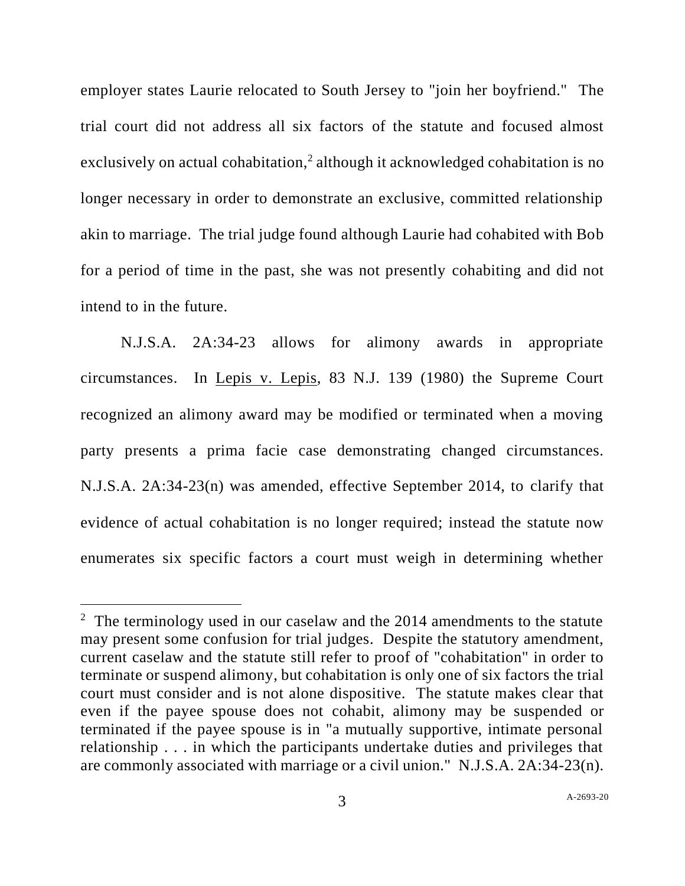employer states Laurie relocated to South Jersey to "join her boyfriend." The trial court did not address all six factors of the statute and focused almost exclusively on actual cohabitation,[2] although it acknowledged cohabitation is no longer necessary in order to demonstrate an exclusive, committed relationship akin to marriage. The trial judge found although Laurie had cohabited with Bob for a period of time in the past, she was not presently cohabiting and did not intend to in the future.

N.J.S.A. 2A:34-23 allows for alimony awards in appropriate circumstances. In Lepis v. Lepis, 83 N.J. 139 (1980) the Supreme Court recognized an alimony award may be modified or terminated when a moving party presents a prima facie case demonstrating changed circumstances. N.J.S.A. 2A:34-23(n) was amended, effective September 2014, to clarify that evidence of actual cohabitation is no longer required; instead the statute now enumerates six specific factors a court must weigh in determining whether

---

[2] The terminology used in our caselaw and the 2014 amendments to the statute may present some confusion for trial judges. Despite the statutory amendment, current caselaw and the statute still refer to proof of "cohabitation" in order to terminate or suspend alimony, but cohabitation is only one of six factors the trial court must consider and is not alone dispositive. The statute makes clear that even if the payee spouse does not cohabit, alimony may be suspended or terminated if the payee spouse is in "a mutually supportive, intimate personal relationship . . . in which the participants undertake duties and privileges that are commonly associated with marriage or a civil union." N.J.S.A. 2A:34-23(n).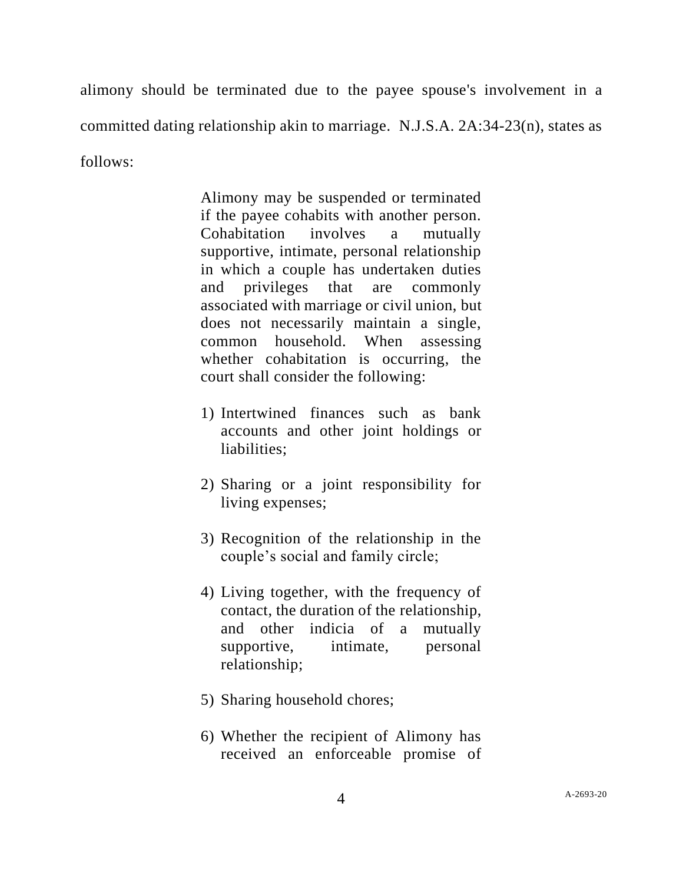alimony should be terminated due to the payee spouse's involvement in a committed dating relationship akin to marriage. N.J.S.A. 2A:34-23(n), states as follows:

> Alimony may be suspended or terminated if the payee cohabits with another person. Cohabitation involves a mutually supportive, intimate, personal relationship in which a couple has undertaken duties and privileges that are commonly associated with marriage or civil union, but does not necessarily maintain a single, common household. When assessing whether cohabitation is occurring, the court shall consider the following:
>
> 1) Intertwined finances such as bank accounts and other joint holdings or liabilities;
>
> 2) Sharing or a joint responsibility for living expenses;
>
> 3) Recognition of the relationship in the couple's social and family circle;
>
> 4) Living together, with the frequency of contact, the duration of the relationship, and other indicia of a mutually supportive, intimate, personal relationship;
>
> 5) Sharing household chores;
>
> 6) Whether the recipient of Alimony has received an enforceable promise of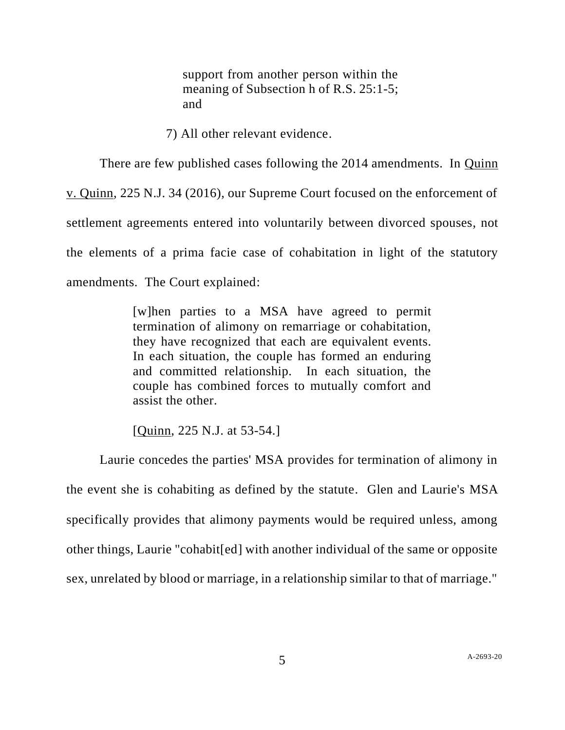> support from another person within the meaning of Subsection h of R.S. 25:1-5; and
>
> 7) All other relevant evidence.

There are few published cases following the 2014 amendments. In Quinn v. Quinn, 225 N.J. 34 (2016), our Supreme Court focused on the enforcement of settlement agreements entered into voluntarily between divorced spouses, not the elements of a prima facie case of cohabitation in light of the statutory amendments. The Court explained:

> [w]hen parties to a MSA have agreed to permit termination of alimony on remarriage or cohabitation, they have recognized that each are equivalent events. In each situation, the couple has formed an enduring and committed relationship. In each situation, the couple has combined forces to mutually comfort and assist the other.
>
> [Quinn, 225 N.J. at 53-54.]

Laurie concedes the parties' MSA provides for termination of alimony in the event she is cohabiting as defined by the statute. Glen and Laurie's MSA specifically provides that alimony payments would be required unless, among other things, Laurie "cohabit[ed] with another individual of the same or opposite sex, unrelated by blood or marriage, in a relationship similar to that of marriage."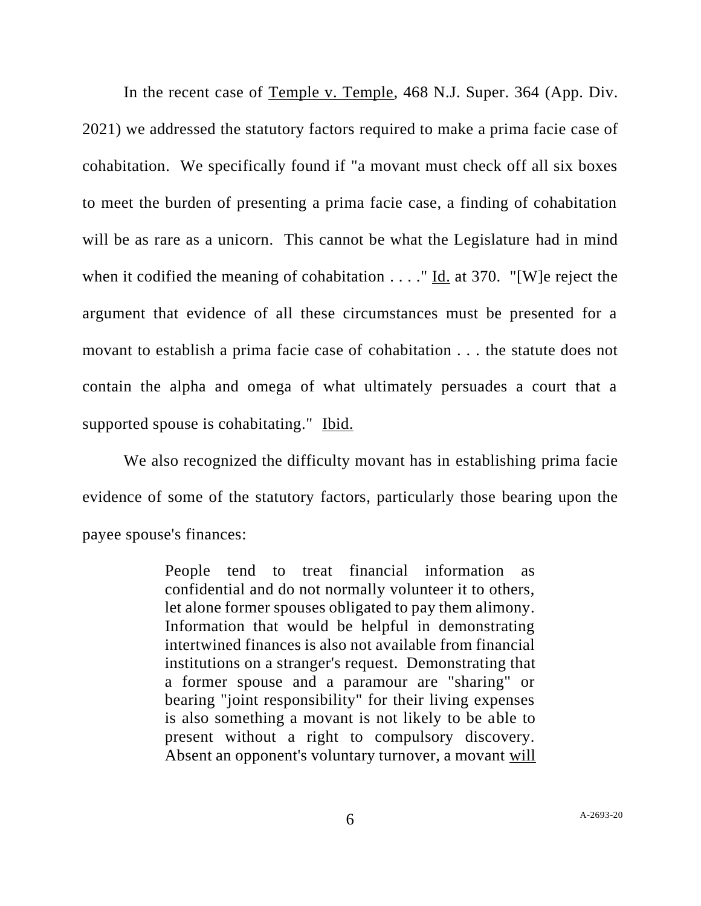In the recent case of Temple v. Temple, 468 N.J. Super. 364 (App. Div. 2021) we addressed the statutory factors required to make a prima facie case of cohabitation. We specifically found if "a movant must check off all six boxes to meet the burden of presenting a prima facie case, a finding of cohabitation will be as rare as a unicorn. This cannot be what the Legislature had in mind when it codified the meaning of cohabitation . . . ." Id. at 370. "[W]e reject the argument that evidence of all these circumstances must be presented for a movant to establish a prima facie case of cohabitation . . . the statute does not contain the alpha and omega of what ultimately persuades a court that a supported spouse is cohabitating." Ibid.

We also recognized the difficulty movant has in establishing prima facie evidence of some of the statutory factors, particularly those bearing upon the payee spouse's finances:

> People tend to treat financial information as confidential and do not normally volunteer it to others, let alone former spouses obligated to pay them alimony. Information that would be helpful in demonstrating intertwined finances is also not available from financial institutions on a stranger's request. Demonstrating that a former spouse and a paramour are "sharing" or bearing "joint responsibility" for their living expenses is also something a movant is not likely to be able to present without a right to compulsory discovery. Absent an opponent's voluntary turnover, a movant <u>will</u>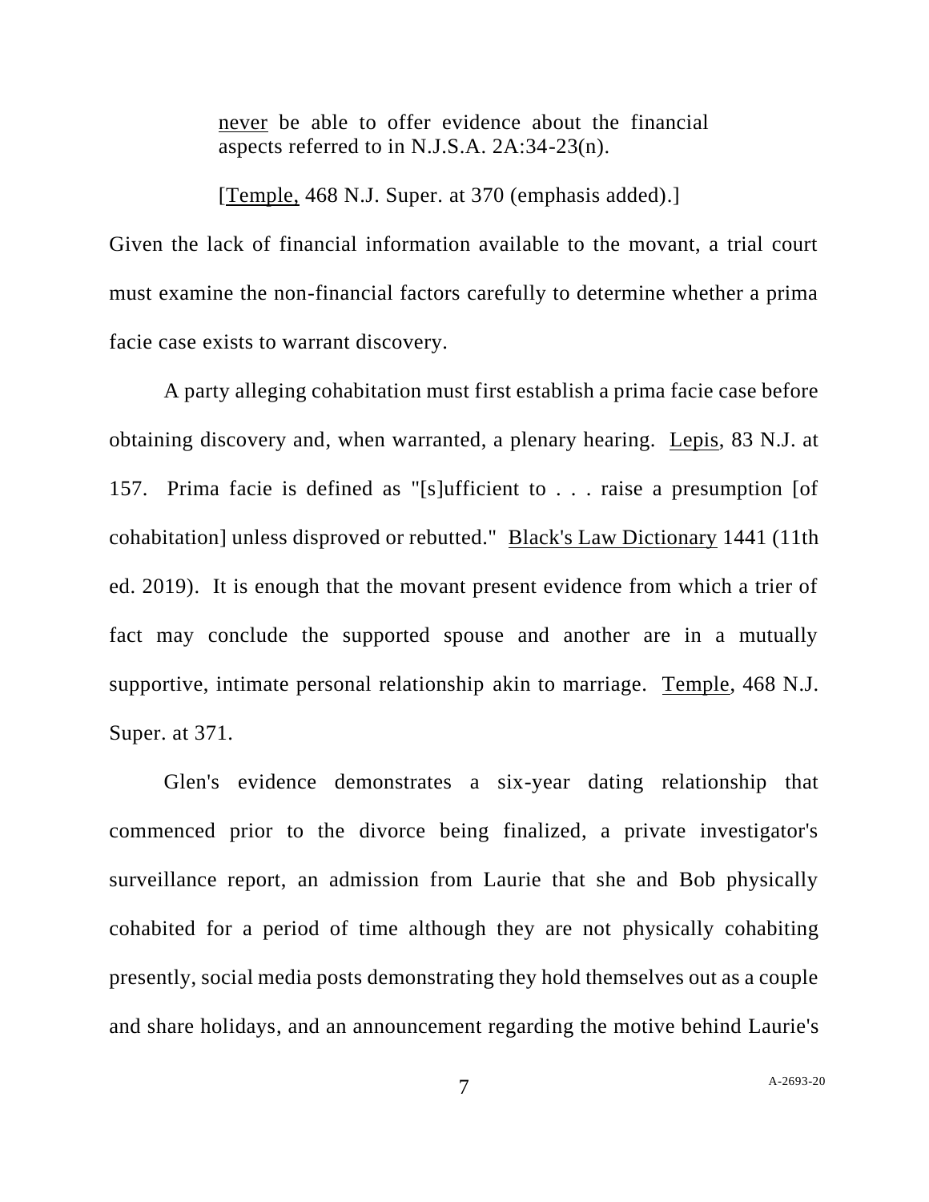> never be able to offer evidence about the financial aspects referred to in N.J.S.A. 2A:34-23(n).
>
> [Temple, 468 N.J. Super. at 370 (emphasis added).]

Given the lack of financial information available to the movant, a trial court must examine the non-financial factors carefully to determine whether a prima facie case exists to warrant discovery.

A party alleging cohabitation must first establish a prima facie case before obtaining discovery and, when warranted, a plenary hearing. Lepis, 83 N.J. at 157. Prima facie is defined as "[s]ufficient to . . . raise a presumption [of cohabitation] unless disproved or rebutted." Black's Law Dictionary 1441 (11th ed. 2019). It is enough that the movant present evidence from which a trier of fact may conclude the supported spouse and another are in a mutually supportive, intimate personal relationship akin to marriage. Temple, 468 N.J. Super. at 371.

Glen's evidence demonstrates a six-year dating relationship that commenced prior to the divorce being finalized, a private investigator's surveillance report, an admission from Laurie that she and Bob physically cohabited for a period of time although they are not physically cohabiting presently, social media posts demonstrating they hold themselves out as a couple and share holidays, and an announcement regarding the motive behind Laurie's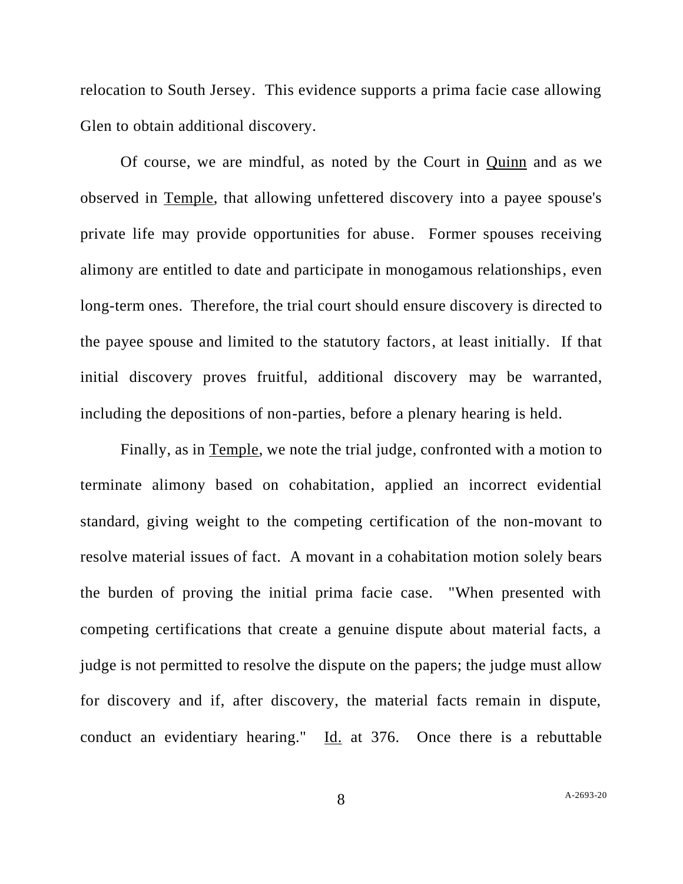relocation to South Jersey. This evidence supports a prima facie case allowing Glen to obtain additional discovery.

Of course, we are mindful, as noted by the Court in Quinn and as we observed in Temple, that allowing unfettered discovery into a payee spouse's private life may provide opportunities for abuse. Former spouses receiving alimony are entitled to date and participate in monogamous relationships, even long-term ones. Therefore, the trial court should ensure discovery is directed to the payee spouse and limited to the statutory factors, at least initially. If that initial discovery proves fruitful, additional discovery may be warranted, including the depositions of non-parties, before a plenary hearing is held.

Finally, as in Temple, we note the trial judge, confronted with a motion to terminate alimony based on cohabitation, applied an incorrect evidential standard, giving weight to the competing certification of the non-movant to resolve material issues of fact. A movant in a cohabitation motion solely bears the burden of proving the initial prima facie case. "When presented with competing certifications that create a genuine dispute about material facts, a judge is not permitted to resolve the dispute on the papers; the judge must allow for discovery and if, after discovery, the material facts remain in dispute, conduct an evidentiary hearing." Id. at 376. Once there is a rebuttable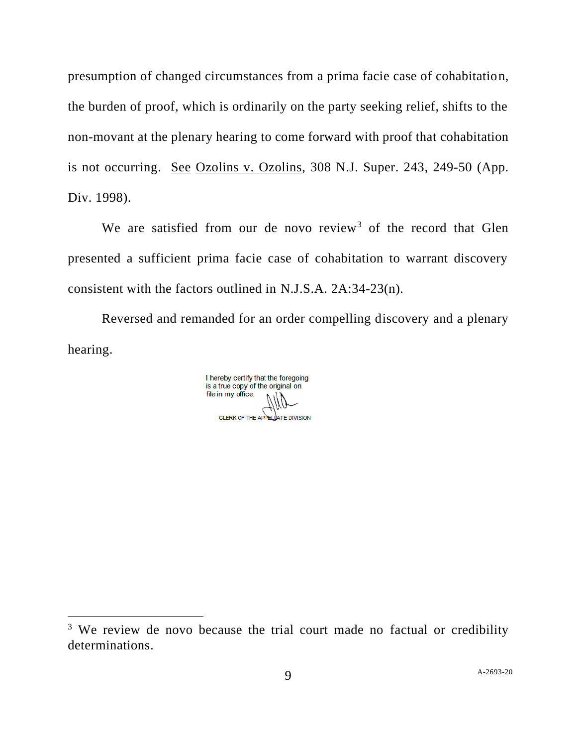presumption of changed circumstances from a prima facie case of cohabitation, the burden of proof, which is ordinarily on the party seeking relief, shifts to the non-movant at the plenary hearing to come forward with proof that cohabitation is not occurring. See Ozolins v. Ozolins, 308 N.J. Super. 243, 249-50 (App. Div. 1998).

We are satisfied from our de novo review[3] of the record that Glen presented a sufficient prima facie case of cohabitation to warrant discovery consistent with the factors outlined in N.J.S.A. 2A:34-23(n).

Reversed and remanded for an order compelling discovery and a plenary hearing.

I hereby certify that the foregoing is a true copy of the original on file in my office.

CLERK OF THE APPELLATE DIVISION

---

[3] We review de novo because the trial court made no factual or credibility determinations.